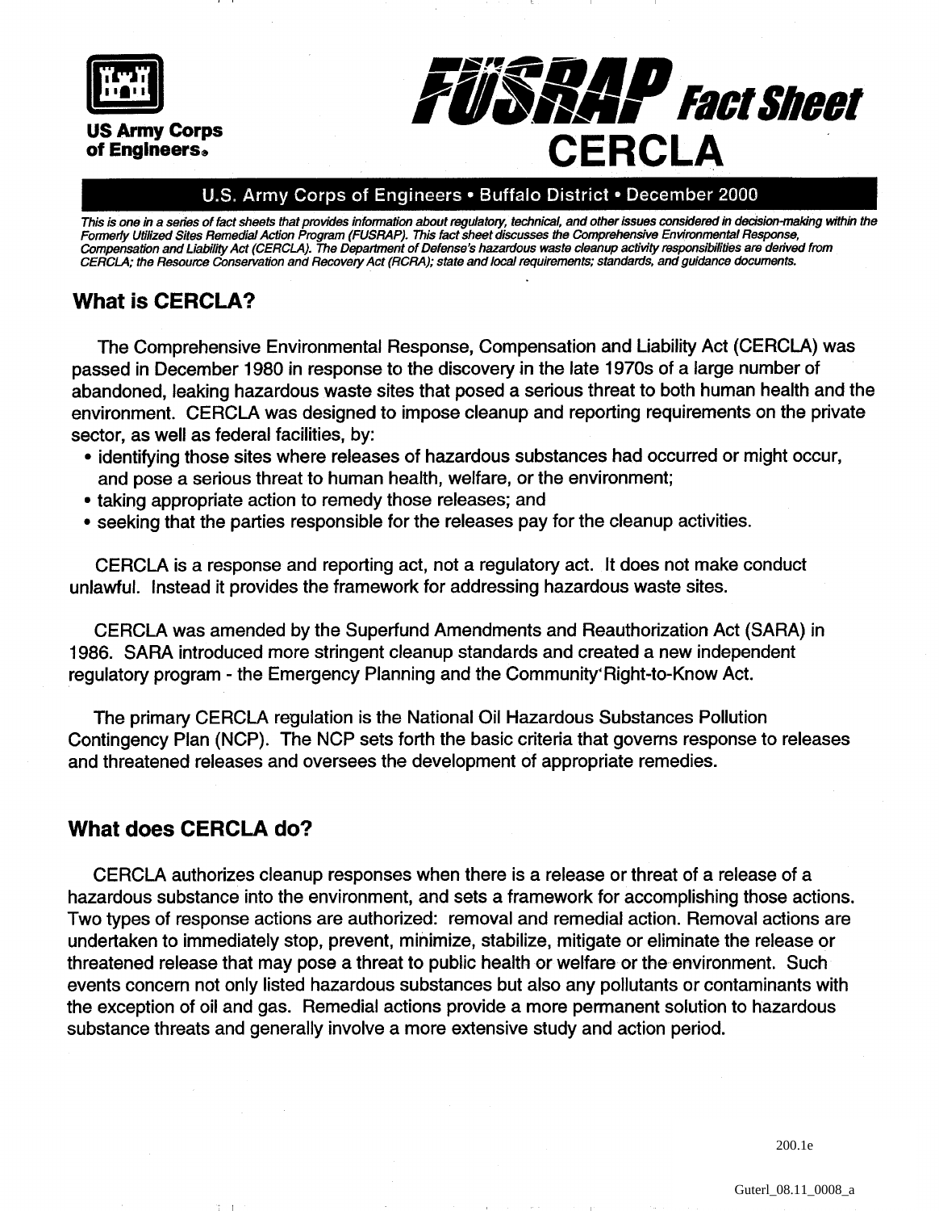US Army Corps of Engineers

# FUSRAP Fact Sheet CERCLA

**U.S. Army Corps of Engineers • Buffalo District • December 2000**

*This is one in a series of fact sheets that provides information about regulatory, technical, and other issues considered in decision-making within the Formerly Utilized Sites Remedial Action Program (FUSRAP). This fact sheet discusses the Comprehensive Environmental Response, Compensation and Liability Act (CERCLA). The Department of Defense's hazardous waste cleanup activity responsibilities are derived from CERCLA; the Resource Conservation and Recovery Act (RCRA); state and local requirements; standards, and guidance documents.*

## What is CERCLA?

The Comprehensive Environmental Response, Compensation and Liability Act (CERCLA) was passed in December 1980 in response to the discovery in the late 1970s of a large number of abandoned, leaking hazardous waste sites that posed a serious threat to both human health and the environment. CERCLA was designed to impose cleanup and reporting requirements on the private sector, as well as federal facilities, by:

- identifying those sites where releases of hazardous substances had occurred or might occur, and pose a serious threat to human health, welfare, or the environment;
- taking appropriate action to remedy those releases; and
- seeking that the parties responsible for the releases pay for the cleanup activities.

CERCLA is a response and reporting act, not a regulatory act. It does not make conduct unlawful. Instead it provides the framework for addressing hazardous waste sites.

CERCLA was amended by the Superfund Amendments and Reauthorization Act (SARA) in 1986. SARA introduced more stringent cleanup standards and created a new independent regulatory program - the Emergency Planning and the Community Right-to-Know Act.

The primary CERCLA regulation is the National Oil Hazardous Substances Pollution Contingency Plan (NCP). The NCP sets forth the basic criteria that governs response to releases and threatened releases and oversees the development of appropriate remedies.

## What does CERCLA do?

CERCLA authorizes cleanup responses when there is a release or threat of a release of a hazardous substance into the environment, and sets a framework for accomplishing those actions. Two types of response actions are authorized: removal and remedial action. Removal actions are undertaken to immediately stop, prevent, minimize, stabilize, mitigate or eliminate the release or threatened release that may pose a threat to public health or welfare or the environment. Such events concern not only listed hazardous substances but also any pollutants or contaminants with the exception of oil and gas. Remedial actions provide a more permanent solution to hazardous substance threats and generally involve a more extensive study and action period.

200.1e

Guterl_08.11_0008_a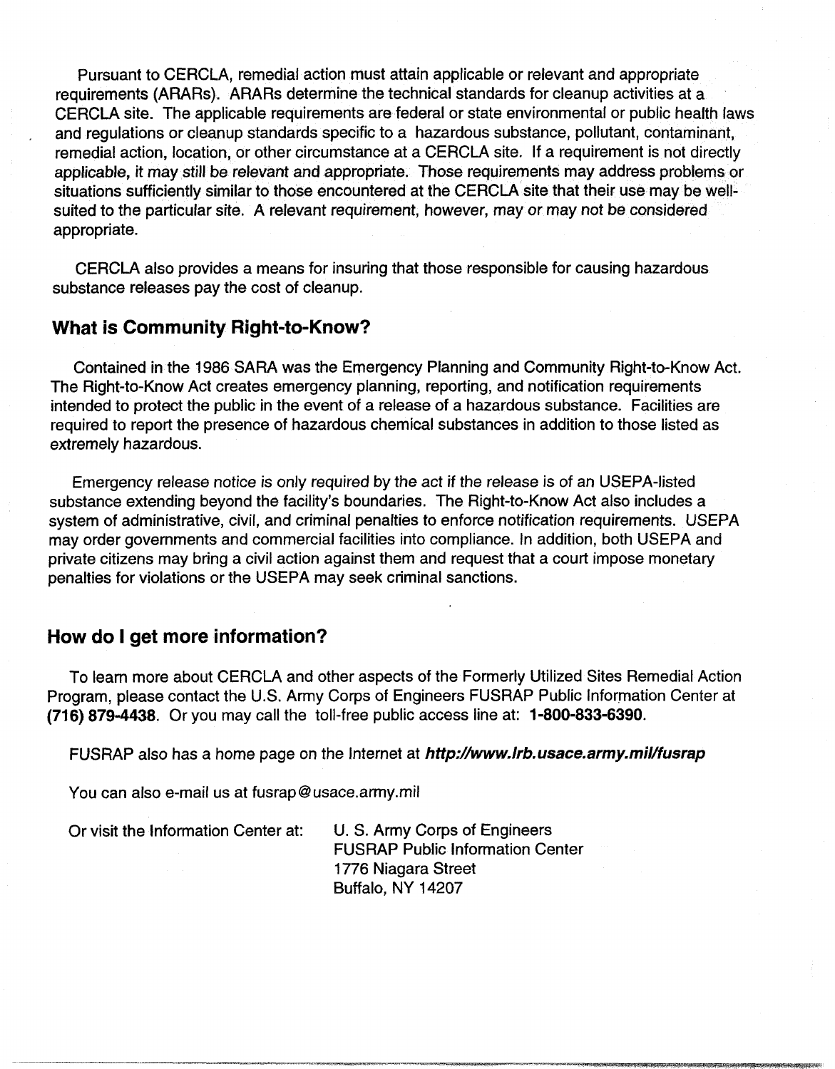Pursuant to CERCLA, remedial action must attain applicable or relevant and appropriate requirements (ARARs). ARARs determine the technical standards for cleanup activities at a CERCLA site. The applicable requirements are federal or state environmental or public health laws and regulations or cleanup standards specific to a hazardous substance, pollutant, contaminant, remedial action, location, or other circumstance at a CERCLA site. If a requirement is not directly applicable, it may still be relevant and appropriate. Those requirements may address problems or situations sufficiently similar to those encountered at the CERCLA site that their use may be well-suited to the particular site. A relevant requirement, however, may or may not be considered appropriate.

CERCLA also provides a means for insuring that those responsible for causing hazardous substance releases pay the cost of cleanup.

## What is Community Right-to-Know?

Contained in the 1986 SARA was the Emergency Planning and Community Right-to-Know Act. The Right-to-Know Act creates emergency planning, reporting, and notification requirements intended to protect the public in the event of a release of a hazardous substance. Facilities are required to report the presence of hazardous chemical substances in addition to those listed as extremely hazardous.

Emergency release notice is only required by the act if the release is of an USEPA-listed substance extending beyond the facility's boundaries. The Right-to-Know Act also includes a system of administrative, civil, and criminal penalties to enforce notification requirements. USEPA may order governments and commercial facilities into compliance. In addition, both USEPA and private citizens may bring a civil action against them and request that a court impose monetary penalties for violations or the USEPA may seek criminal sanctions.

## How do I get more information?

To learn more about CERCLA and other aspects of the Formerly Utilized Sites Remedial Action Program, please contact the U.S. Army Corps of Engineers FUSRAP Public Information Center at **(716) 879-4438**. Or you may call the toll-free public access line at: **1-800-833-6390**.

FUSRAP also has a home page on the Internet at ***http://www.lrb.usace.army.mil/fusrap***

You can also e-mail us at fusrap@usace.army.mil

Or visit the Information Center at:

U. S. Army Corps of Engineers
FUSRAP Public Information Center
1776 Niagara Street
Buffalo, NY 14207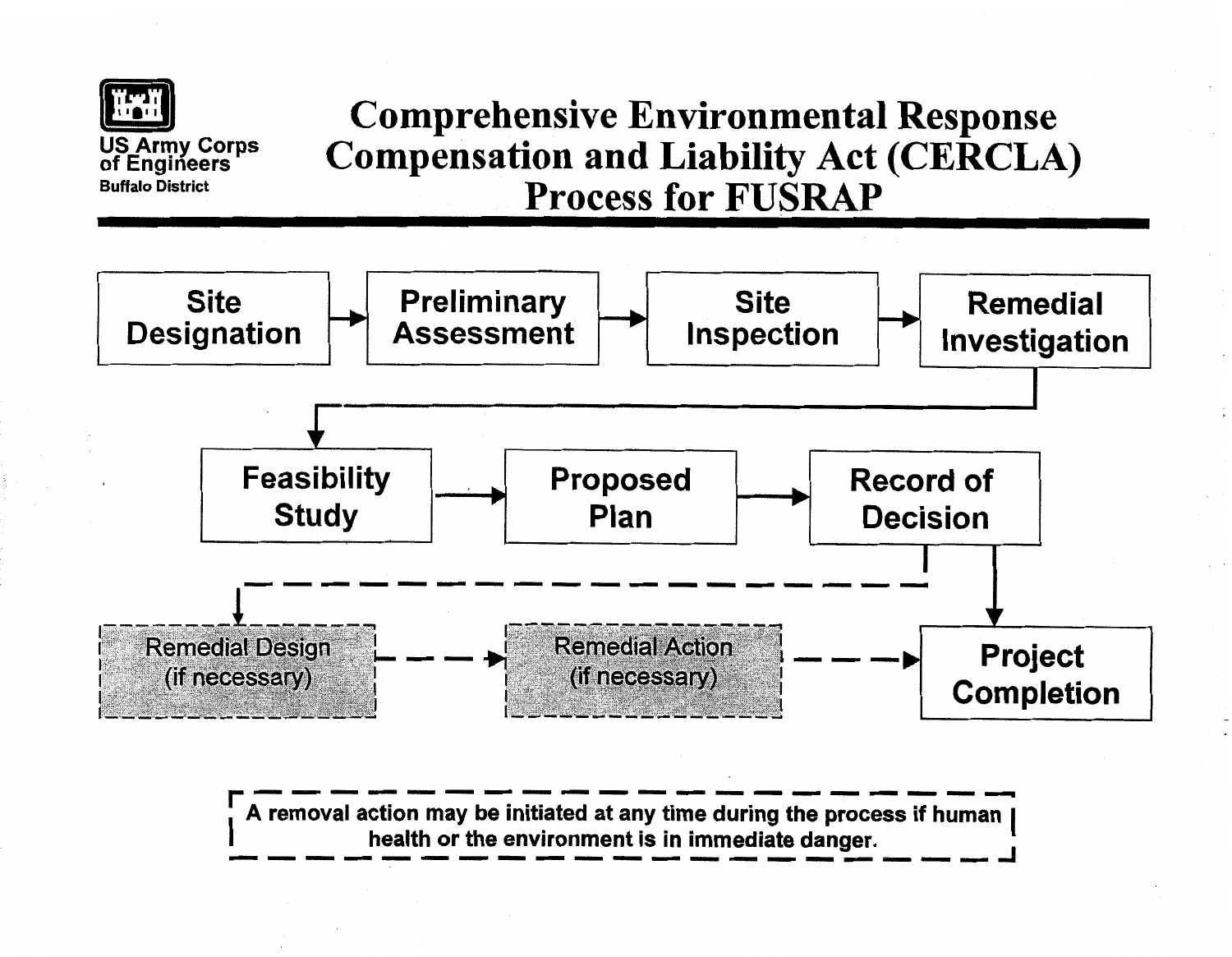US Army Corps of Engineers
Buffalo District

# Comprehensive Environmental Response Compensation and Liability Act (CERCLA) Process for FUSRAP

Site Designation → Preliminary Assessment → Site Inspection → Remedial Investigation → Feasibility Study → Proposed Plan → Record of Decision

Record of Decision → Project Completion

Record of Decision - - → Remedial Design (if necessary) - - → Remedial Action (if necessary) - - → Project Completion

A removal action may be initiated at any time during the process if human health or the environment is in immediate danger.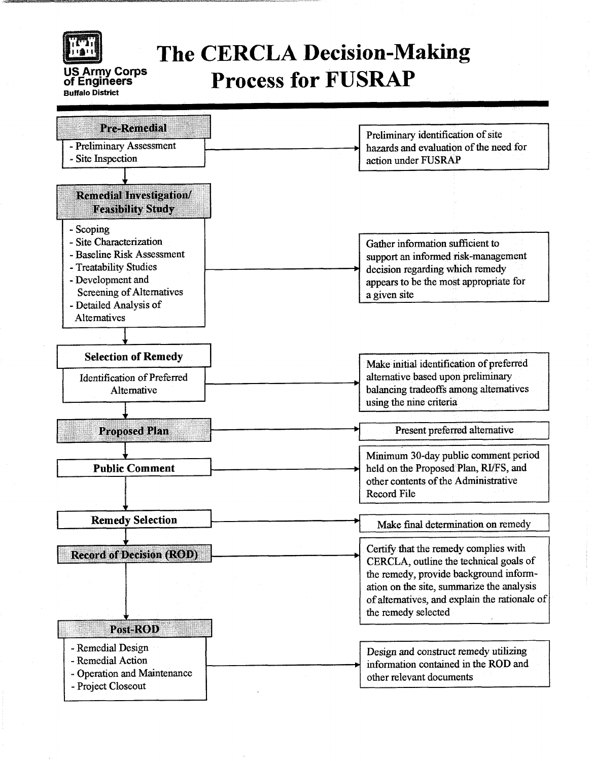US Army Corps of Engineers
Buffalo District

# The CERCLA Decision-Making Process for FUSRAP

**Pre-Remedial**

- Preliminary Assessment
- Site Inspection

→ Preliminary identification of site hazards and evaluation of the need for action under FUSRAP

**Remedial Investigation/ Feasibility Study**

- Scoping
- Site Characterization
- Baseline Risk Assessment
- Treatability Studies
- Development and Screening of Alternatives
- Detailed Analysis of Alternatives

→ Gather information sufficient to support an informed risk-management decision regarding which remedy appears to be the most appropriate for a given site

**Selection of Remedy**

Identification of Preferred Alternative

→ Make initial identification of preferred alternative based upon preliminary balancing tradeoffs among alternatives using the nine criteria

**Proposed Plan**

→ Present preferred alternative

**Public Comment**

→ Minimum 30-day public comment period held on the Proposed Plan, RI/FS, and other contents of the Administrative Record File

**Remedy Selection**

→ Make final determination on remedy

**Record of Decision (ROD)**

→ Certify that the remedy complies with CERCLA, outline the technical goals of the remedy, provide background information on the site, summarize the analysis of alternatives, and explain the rationale of the remedy selected

**Post-ROD**

- Remedial Design
- Remedial Action
- Operation and Maintenance
- Project Closeout

→ Design and construct remedy utilizing information contained in the ROD and other relevant documents